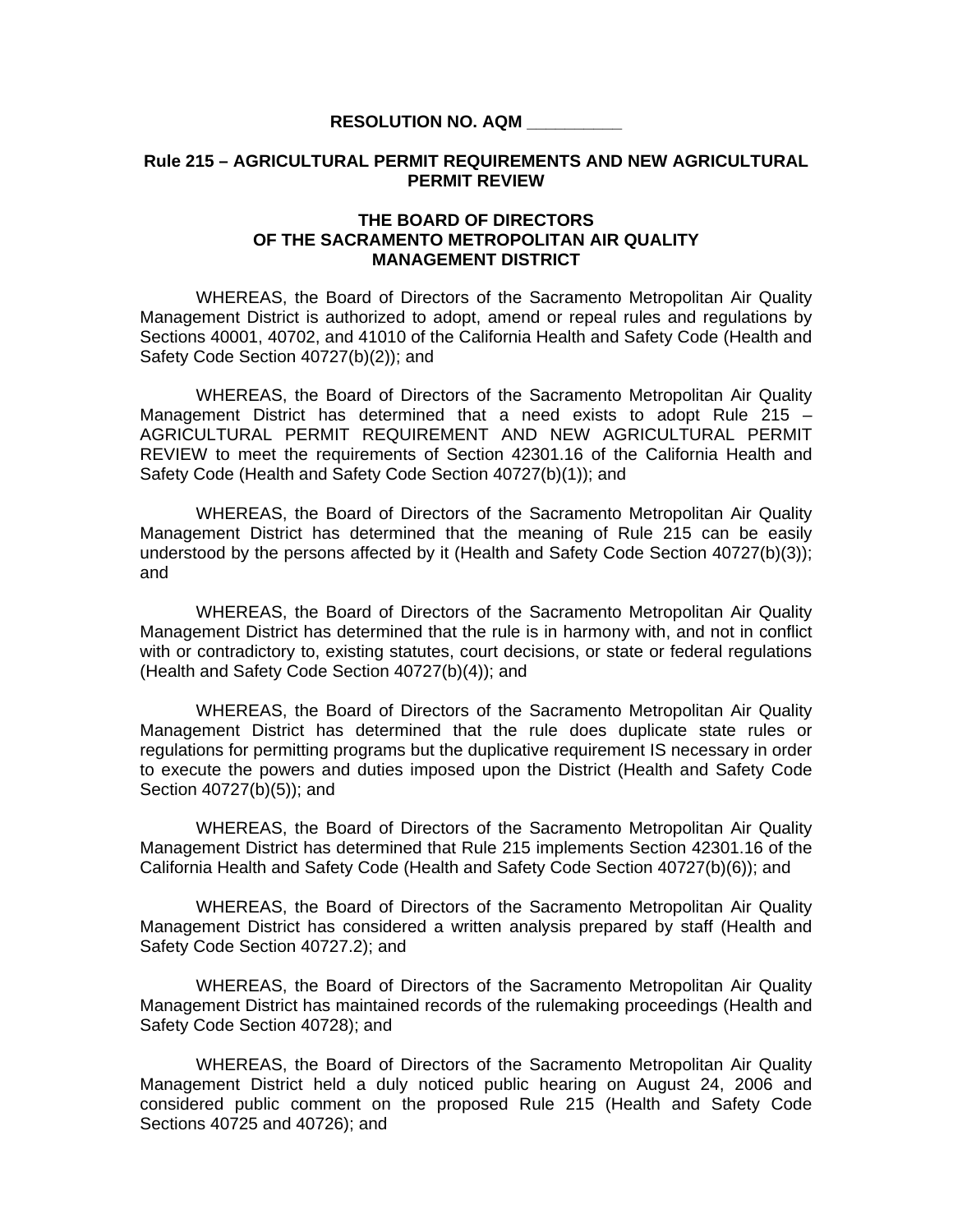**RESOLUTION NO. AQM __________**

**Rule 215 – AGRICULTURAL PERMIT REQUIREMENTS AND NEW AGRICULTURAL PERMIT REVIEW**

**THE BOARD OF DIRECTORS
OF THE SACRAMENTO METROPOLITAN AIR QUALITY
MANAGEMENT DISTRICT**

WHEREAS, the Board of Directors of the Sacramento Metropolitan Air Quality Management District is authorized to adopt, amend or repeal rules and regulations by Sections 40001, 40702, and 41010 of the California Health and Safety Code (Health and Safety Code Section 40727(b)(2)); and

WHEREAS, the Board of Directors of the Sacramento Metropolitan Air Quality Management District has determined that a need exists to adopt Rule 215 – AGRICULTURAL PERMIT REQUIREMENT AND NEW AGRICULTURAL PERMIT REVIEW to meet the requirements of Section 42301.16 of the California Health and Safety Code (Health and Safety Code Section 40727(b)(1)); and

WHEREAS, the Board of Directors of the Sacramento Metropolitan Air Quality Management District has determined that the meaning of Rule 215 can be easily understood by the persons affected by it (Health and Safety Code Section 40727(b)(3)); and

WHEREAS, the Board of Directors of the Sacramento Metropolitan Air Quality Management District has determined that the rule is in harmony with, and not in conflict with or contradictory to, existing statutes, court decisions, or state or federal regulations (Health and Safety Code Section 40727(b)(4)); and

WHEREAS, the Board of Directors of the Sacramento Metropolitan Air Quality Management District has determined that the rule does duplicate state rules or regulations for permitting programs but the duplicative requirement IS necessary in order to execute the powers and duties imposed upon the District (Health and Safety Code Section 40727(b)(5)); and

WHEREAS, the Board of Directors of the Sacramento Metropolitan Air Quality Management District has determined that Rule 215 implements Section 42301.16 of the California Health and Safety Code (Health and Safety Code Section 40727(b)(6)); and

WHEREAS, the Board of Directors of the Sacramento Metropolitan Air Quality Management District has considered a written analysis prepared by staff (Health and Safety Code Section 40727.2); and

WHEREAS, the Board of Directors of the Sacramento Metropolitan Air Quality Management District has maintained records of the rulemaking proceedings (Health and Safety Code Section 40728); and

WHEREAS, the Board of Directors of the Sacramento Metropolitan Air Quality Management District held a duly noticed public hearing on August 24, 2006 and considered public comment on the proposed Rule 215 (Health and Safety Code Sections 40725 and 40726); and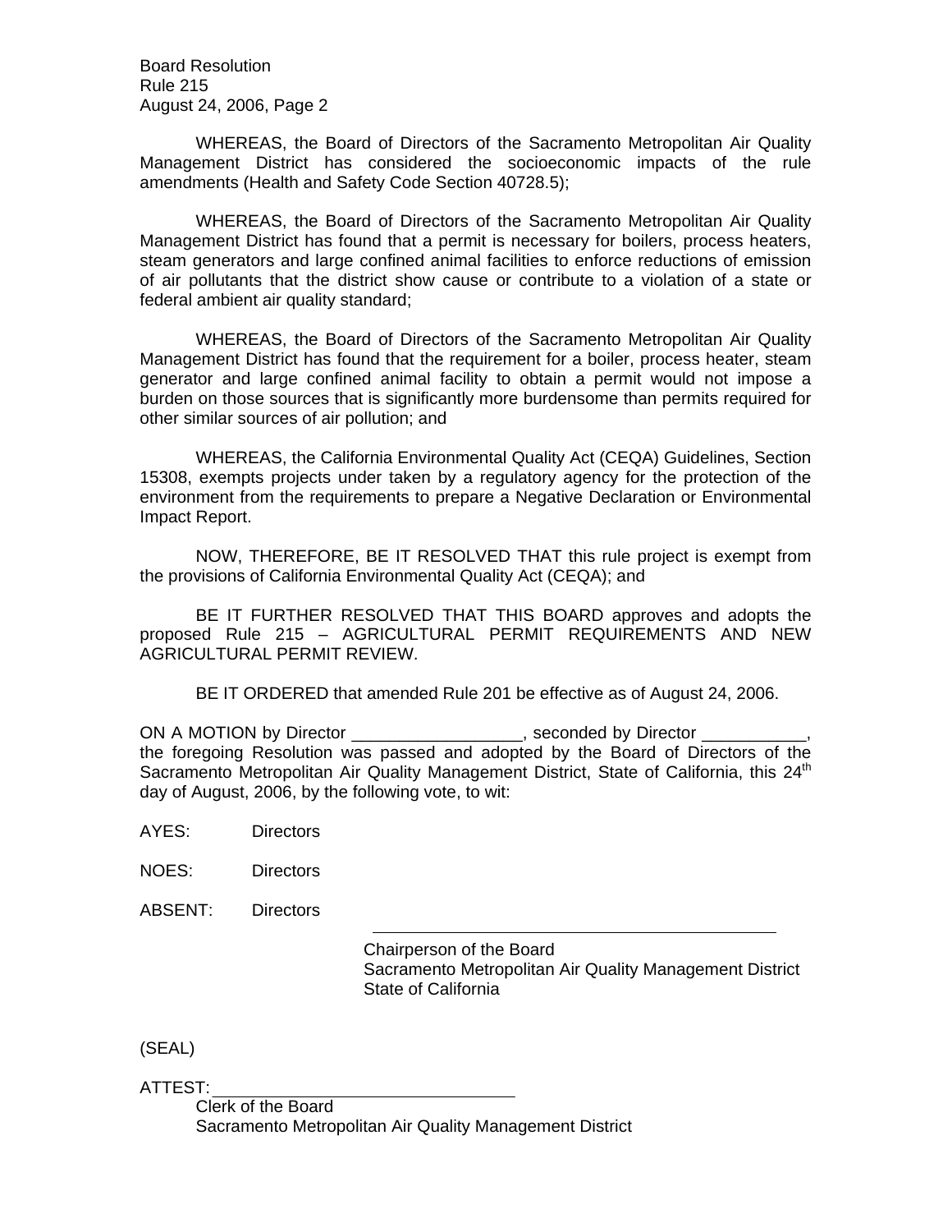WHEREAS, the Board of Directors of the Sacramento Metropolitan Air Quality Management District has considered the socioeconomic impacts of the rule amendments (Health and Safety Code Section 40728.5);

WHEREAS, the Board of Directors of the Sacramento Metropolitan Air Quality Management District has found that a permit is necessary for boilers, process heaters, steam generators and large confined animal facilities to enforce reductions of emission of air pollutants that the district show cause or contribute to a violation of a state or federal ambient air quality standard;

WHEREAS, the Board of Directors of the Sacramento Metropolitan Air Quality Management District has found that the requirement for a boiler, process heater, steam generator and large confined animal facility to obtain a permit would not impose a burden on those sources that is significantly more burdensome than permits required for other similar sources of air pollution; and

WHEREAS, the California Environmental Quality Act (CEQA) Guidelines, Section 15308, exempts projects under taken by a regulatory agency for the protection of the environment from the requirements to prepare a Negative Declaration or Environmental Impact Report.

NOW, THEREFORE, BE IT RESOLVED THAT this rule project is exempt from the provisions of California Environmental Quality Act (CEQA); and

BE IT FURTHER RESOLVED THAT THIS BOARD approves and adopts the proposed Rule 215 – AGRICULTURAL PERMIT REQUIREMENTS AND NEW AGRICULTURAL PERMIT REVIEW.

BE IT ORDERED that amended Rule 201 be effective as of August 24, 2006.

ON A MOTION by Director __________________, seconded by Director ___________, the foregoing Resolution was passed and adopted by the Board of Directors of the Sacramento Metropolitan Air Quality Management District, State of California, this 24th day of August, 2006, by the following vote, to wit:

AYES: Directors

NOES: Directors

ABSENT: Directors

_____________________________________________

Chairperson of the Board
Sacramento Metropolitan Air Quality Management District
State of California

(SEAL)

ATTEST: _________________________________

Clerk of the Board
Sacramento Metropolitan Air Quality Management District